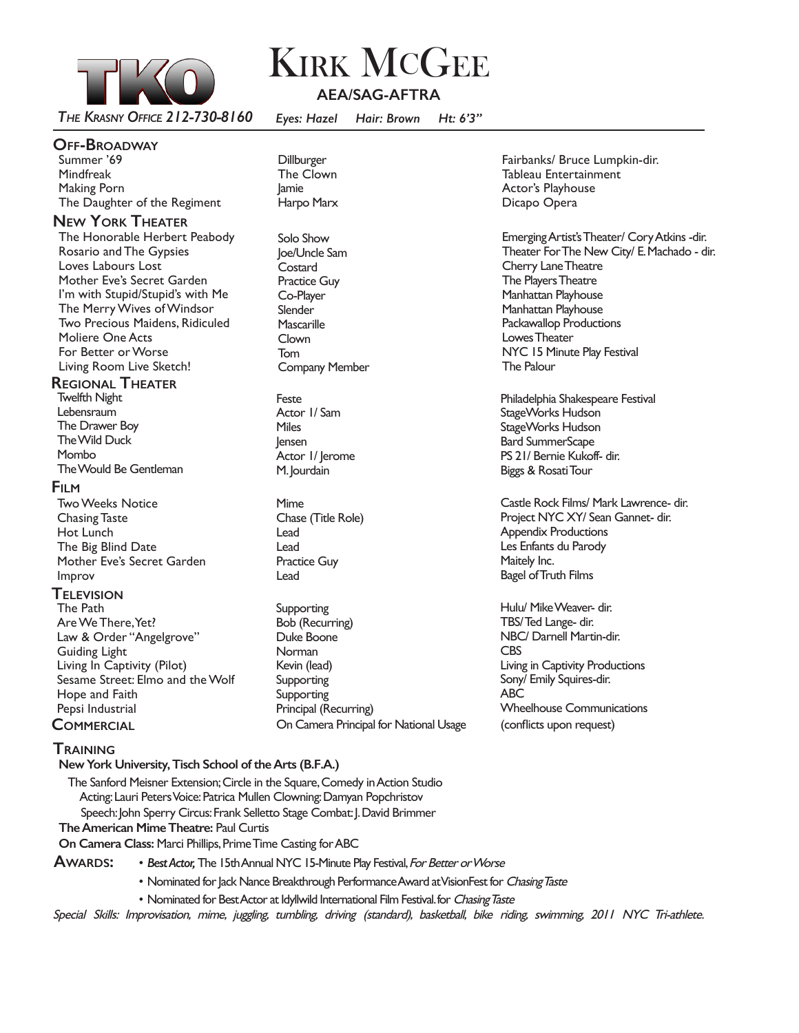TKO

# Kirk McGee

**AEA/SAG-AFTRA**

*The Krasny Office 212-730-8160* *Eyes: Hazel Hair: Brown Ht: 6'3"*

## Off-Broadway

| | | |
|---|---|---|
| Summer '69 | Dillburger | Fairbanks/ Bruce Lumpkin-dir. |
| Mindfreak | The Clown | Tableau Entertainment |
| Making Porn | Jamie | Actor's Playhouse |
| The Daughter of the Regiment | Harpo Marx | Dicapo Opera |

## New York Theater

| | | |
|---|---|---|
| The Honorable Herbert Peabody | Solo Show | Emerging Artist's Theater/ Cory Atkins -dir. |
| Rosario and The Gypsies | Joe/Uncle Sam | Theater For The New City/ E. Machado - dir. |
| Loves Labours Lost | Costard | Cherry Lane Theatre |
| Mother Eve's Secret Garden | Practice Guy | The Players Theatre |
| I'm with Stupid/Stupid's with Me | Co-Player | Manhattan Playhouse |
| The Merry Wives of Windsor | Slender | Manhattan Playhouse |
| Two Precious Maidens, Ridiculed | Mascarille | Packawallop Productions |
| Moliere One Acts | Clown | Lowes Theater |
| For Better or Worse | Tom | NYC 15 Minute Play Festival |
| Living Room Live Sketch! | Company Member | The Palour |

## Regional Theater

| | | |
|---|---|---|
| Twelfth Night | Feste | Philadelphia Shakespeare Festival |
| Lebensraum | Actor 1/ Sam | StageWorks Hudson |
| The Drawer Boy | Miles | StageWorks Hudson |
| The Wild Duck | Jensen | Bard SummerScape |
| Mombo | Actor 1/ Jerome | PS 21/ Bernie Kukoff- dir. |
| The Would Be Gentleman | M. Jourdain | Biggs & Rosati Tour |

## Film

| | | |
|---|---|---|
| Two Weeks Notice | Mime | Castle Rock Films/ Mark Lawrence- dir. |
| Chasing Taste | Chase (Title Role) | Project NYC XY/ Sean Gannet- dir. |
| Hot Lunch | Lead | Appendix Productions |
| The Big Blind Date | Lead | Les Enfants du Parody |
| Mother Eve's Secret Garden | Practice Guy | Maitely Inc. |
| Improv | Lead | Bagel of Truth Films |

## Television

| | | |
|---|---|---|
| The Path | Supporting | Hulu/ Mike Weaver- dir. |
| Are We There, Yet? | Bob (Recurring) | TBS/ Ted Lange- dir. |
| Law & Order "Angelgrove" | Duke Boone | NBC/ Darnell Martin-dir. |
| Guiding Light | Norman | CBS |
| Living In Captivity (Pilot) | Kevin (lead) | Living in Captivity Productions |
| Sesame Street: Elmo and the Wolf | Supporting | Sony/ Emily Squires-dir. |
| Hope and Faith | Supporting | ABC |
| Pepsi Industrial | Principal (Recurring) | Wheelhouse Communications |

## Commercial

| | | |
|---|---|---|
| | On Camera Principal for National Usage | (conflicts upon request) |

## Training

**New York University, Tisch School of the Arts (B.F.A.)**

The Sanford Meisner Extension; Circle in the Square, Comedy in Action Studio
Acting: Lauri Peters Voice: Patrica Mullen Clowning: Damyan Popchristov
Speech: John Sperry Circus: Frank Selletto Stage Combat: J. David Brimmer

**The American Mime Theatre:** Paul Curtis

**On Camera Class:** Marci Phillips, Prime Time Casting for ABC

## Awards:

- ***Best Actor,*** The 15th Annual NYC 15-Minute Play Festival, *For Better or Worse*
- Nominated for Jack Nance Breakthrough Performance Award at VisionFest for *Chasing Taste*
- Nominated for Best Actor at Idyllwild International Film Festival. for *Chasing Taste*

*Special Skills: Improvisation, mime, juggling, tumbling, driving (standard), basketball, bike riding, swimming, 2011 NYC Tri-athlete.*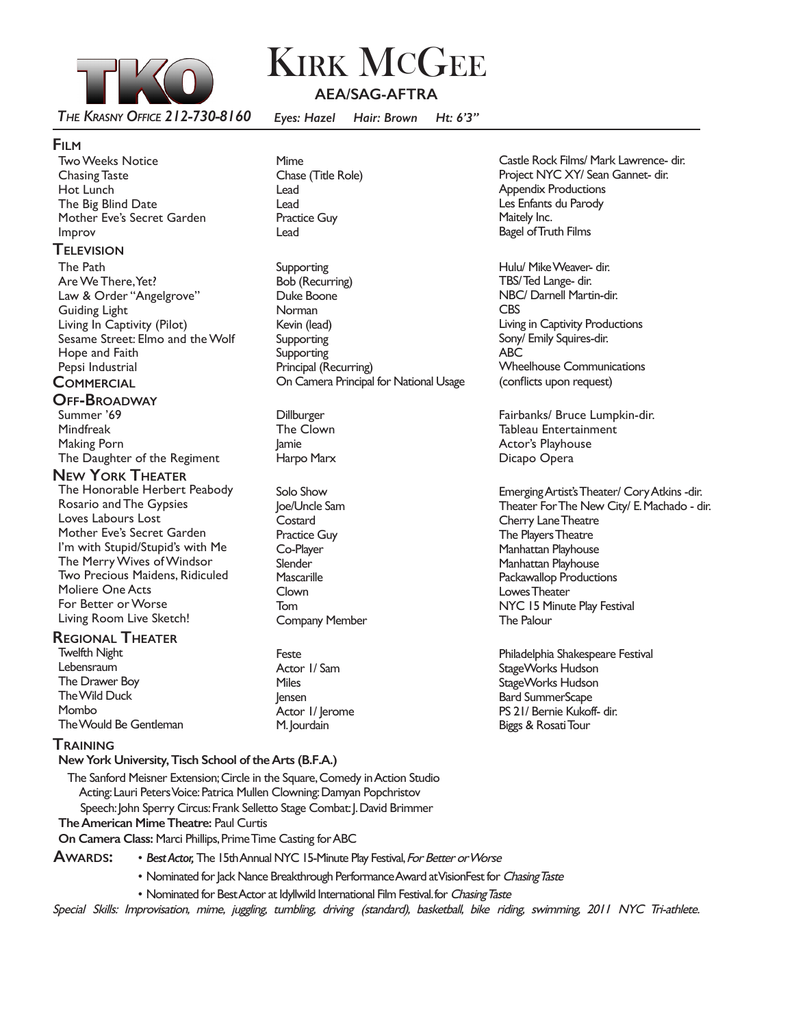# Kirk McGee

**AEA/SAG-AFTRA**

*The Krasny Office 212-730-8160* *Eyes: Hazel Hair: Brown Ht: 6'3"*

## Film

| | | |
|---|---|---|
| Two Weeks Notice | Mime | Castle Rock Films/ Mark Lawrence- dir. |
| Chasing Taste | Chase (Title Role) | Project NYC XY/ Sean Gannet- dir. |
| Hot Lunch | Lead | Appendix Productions |
| The Big Blind Date | Lead | Les Enfants du Parody |
| Mother Eve's Secret Garden | Practice Guy | Maitely Inc. |
| Improv | Lead | Bagel of Truth Films |

## Television

| | | |
|---|---|---|
| The Path | Supporting | Hulu/ Mike Weaver- dir. |
| Are We There, Yet? | Bob (Recurring) | TBS/ Ted Lange- dir. |
| Law & Order "Angelgrove" | Duke Boone | NBC/ Darnell Martin-dir. |
| Guiding Light | Norman | CBS |
| Living In Captivity (Pilot) | Kevin (lead) | Living in Captivity Productions |
| Sesame Street: Elmo and the Wolf | Supporting | Sony/ Emily Squires-dir. |
| Hope and Faith | Supporting | ABC |
| Pepsi Industrial | Principal (Recurring) | Wheelhouse Communications |

## Commercial

| | | |
|---|---|---|
| | On Camera Principal for National Usage | (conflicts upon request) |

## Off-Broadway

| | | |
|---|---|---|
| Summer '69 | Dillburger | Fairbanks/ Bruce Lumpkin-dir. |
| Mindfreak | The Clown | Tableau Entertainment |
| Making Porn | Jamie | Actor's Playhouse |
| The Daughter of the Regiment | Harpo Marx | Dicapo Opera |

## New York Theater

| | | |
|---|---|---|
| The Honorable Herbert Peabody | Solo Show | Emerging Artist's Theater/ Cory Atkins -dir. |
| Rosario and The Gypsies | Joe/Uncle Sam | Theater For The New City/ E. Machado - dir. |
| Loves Labours Lost | Costard | Cherry Lane Theatre |
| Mother Eve's Secret Garden | Practice Guy | The Players Theatre |
| I'm with Stupid/Stupid's with Me | Co-Player | Manhattan Playhouse |
| The Merry Wives of Windsor | Slender | Manhattan Playhouse |
| Two Precious Maidens, Ridiculed | Mascarille | Packawallop Productions |
| Moliere One Acts | Clown | Lowes Theater |
| For Better or Worse | Tom | NYC 15 Minute Play Festival |
| Living Room Live Sketch! | Company Member | The Palour |

## Regional Theater

| | | |
|---|---|---|
| Twelfth Night | Feste | Philadelphia Shakespeare Festival |
| Lebensraum | Actor 1/ Sam | StageWorks Hudson |
| The Drawer Boy | Miles | StageWorks Hudson |
| The Wild Duck | Jensen | Bard SummerScape |
| Mombo | Actor 1/ Jerome | PS 21/ Bernie Kukoff- dir. |
| The Would Be Gentleman | M. Jourdain | Biggs & Rosati Tour |

## Training

**New York University, Tisch School of the Arts (B.F.A.)**

The Sanford Meisner Extension; Circle in the Square, Comedy in Action Studio
Acting: Lauri Peters Voice: Patrica Mullen Clowning: Damyan Popchristov
Speech: John Sperry Circus: Frank Selletto Stage Combat: J. David Brimmer

**The American Mime Theatre:** Paul Curtis

**On Camera Class:** Marci Phillips, Prime Time Casting for ABC

## Awards:

- ***Best Actor,*** The 15th Annual NYC 15-Minute Play Festival, *For Better or Worse*
- Nominated for Jack Nance Breakthrough Performance Award at VisionFest for *Chasing Taste*
- Nominated for Best Actor at Idyllwild International Film Festival. for *Chasing Taste*

*Special Skills: Improvisation, mime, juggling, tumbling, driving (standard), basketball, bike riding, swimming, 2011 NYC Tri-athlete.*